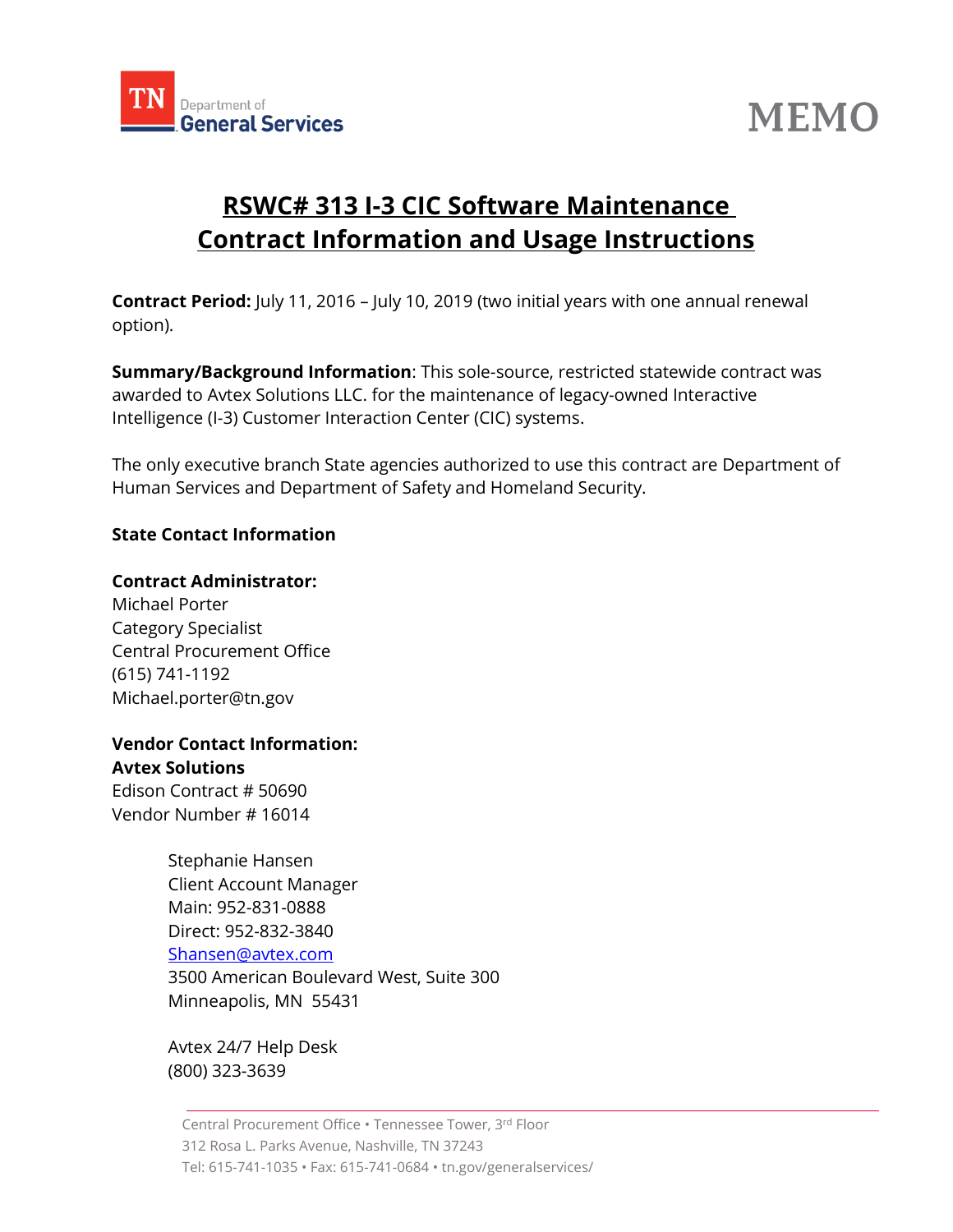TN Department of General Services

MEMO

# RSWC# 313 I-3 CIC Software Maintenance Contract Information and Usage Instructions

**Contract Period:** July 11, 2016 – July 10, 2019 (two initial years with one annual renewal option).

**Summary/Background Information**: This sole-source, restricted statewide contract was awarded to Avtex Solutions LLC. for the maintenance of legacy-owned Interactive Intelligence (I-3) Customer Interaction Center (CIC) systems.

The only executive branch State agencies authorized to use this contract are Department of Human Services and Department of Safety and Homeland Security.

**State Contact Information**

**Contract Administrator:**
Michael Porter
Category Specialist
Central Procurement Office
(615) 741-1192
Michael.porter@tn.gov

**Vendor Contact Information:**
**Avtex Solutions**
Edison Contract # 50690
Vendor Number # 16014

Stephanie Hansen
Client Account Manager
Main: 952-831-0888
Direct: 952-832-3840
Shansen@avtex.com
3500 American Boulevard West, Suite 300
Minneapolis, MN 55431

Avtex 24/7 Help Desk
(800) 323-3639

Central Procurement Office • Tennessee Tower, 3rd Floor
312 Rosa L. Parks Avenue, Nashville, TN 37243
Tel: 615-741-1035 • Fax: 615-741-0684 • tn.gov/generalservices/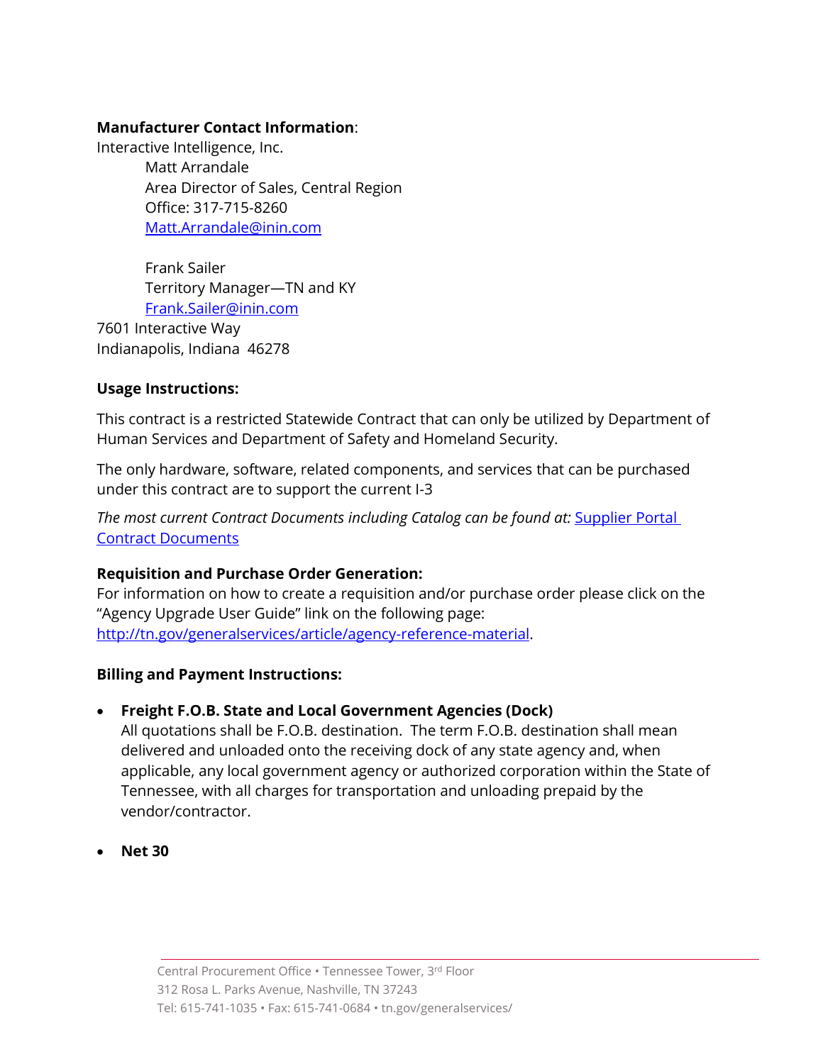**Manufacturer Contact Information**:

Interactive Intelligence, Inc.

Matt Arrandale
Area Director of Sales, Central Region
Office: 317-715-8260
Matt.Arrandale@inin.com

Frank Sailer
Territory Manager—TN and KY
Frank.Sailer@inin.com

7601 Interactive Way
Indianapolis, Indiana 46278

**Usage Instructions:**

This contract is a restricted Statewide Contract that can only be utilized by Department of Human Services and Department of Safety and Homeland Security.

The only hardware, software, related components, and services that can be purchased under this contract are to support the current I-3

*The most current Contract Documents including Catalog can be found at:* [Supplier Portal Contract Documents]

**Requisition and Purchase Order Generation:**

For information on how to create a requisition and/or purchase order please click on the "Agency Upgrade User Guide" link on the following page: http://tn.gov/generalservices/article/agency-reference-material.

**Billing and Payment Instructions:**

- **Freight F.O.B. State and Local Government Agencies (Dock)**
  All quotations shall be F.O.B. destination. The term F.O.B. destination shall mean delivered and unloaded onto the receiving dock of any state agency and, when applicable, any local government agency or authorized corporation within the State of Tennessee, with all charges for transportation and unloading prepaid by the vendor/contractor.

- **Net 30**